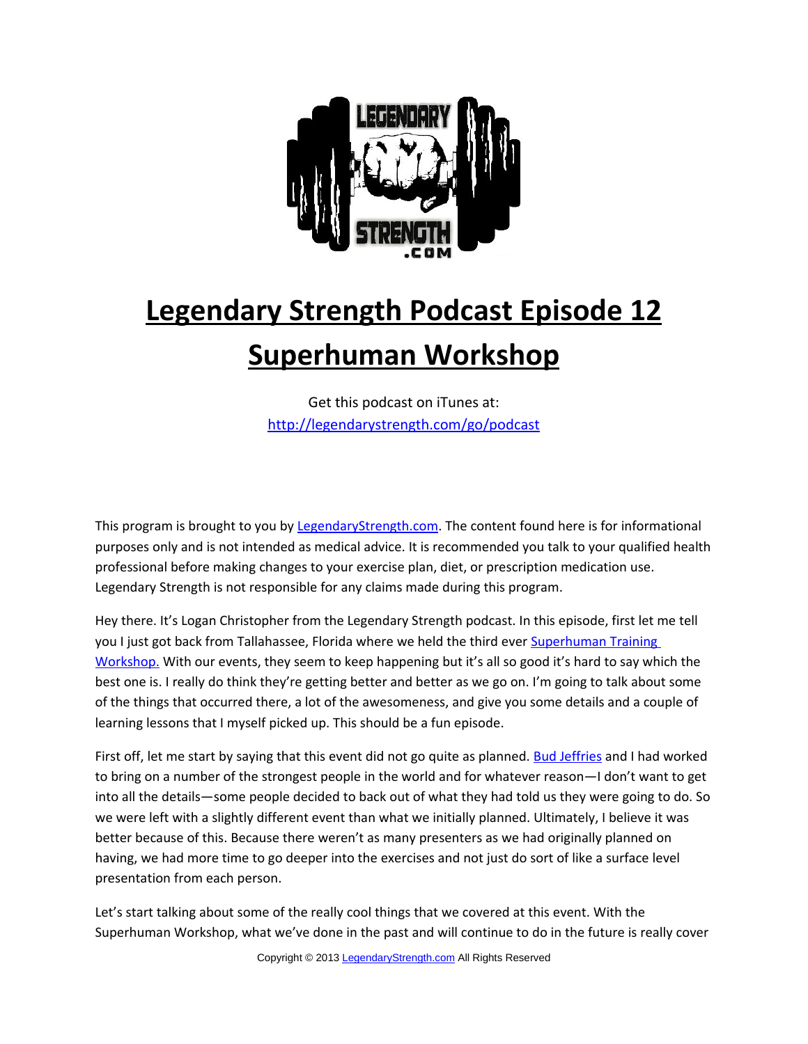# Legendary Strength Podcast Episode 12

# Superhuman Workshop

Get this podcast on iTunes at:
[http://legendarystrength.com/go/podcast](http://legendarystrength.com/go/podcast)

This program is brought to you by [LegendaryStrength.com](http://LegendaryStrength.com). The content found here is for informational purposes only and is not intended as medical advice. It is recommended you talk to your qualified health professional before making changes to your exercise plan, diet, or prescription medication use. Legendary Strength is not responsible for any claims made during this program.

Hey there. It's Logan Christopher from the Legendary Strength podcast. In this episode, first let me tell you I just got back from Tallahassee, Florida where we held the third ever [Superhuman Training Workshop.](#) With our events, they seem to keep happening but it's all so good it's hard to say which the best one is. I really do think they're getting better and better as we go on. I'm going to talk about some of the things that occurred there, a lot of the awesomeness, and give you some details and a couple of learning lessons that I myself picked up. This should be a fun episode.

First off, let me start by saying that this event did not go quite as planned. [Bud Jeffries](#) and I had worked to bring on a number of the strongest people in the world and for whatever reason—I don't want to get into all the details—some people decided to back out of what they had told us they were going to do. So we were left with a slightly different event than what we initially planned. Ultimately, I believe it was better because of this. Because there weren't as many presenters as we had originally planned on having, we had more time to go deeper into the exercises and not just do sort of like a surface level presentation from each person.

Let's start talking about some of the really cool things that we covered at this event. With the Superhuman Workshop, what we've done in the past and will continue to do in the future is really cover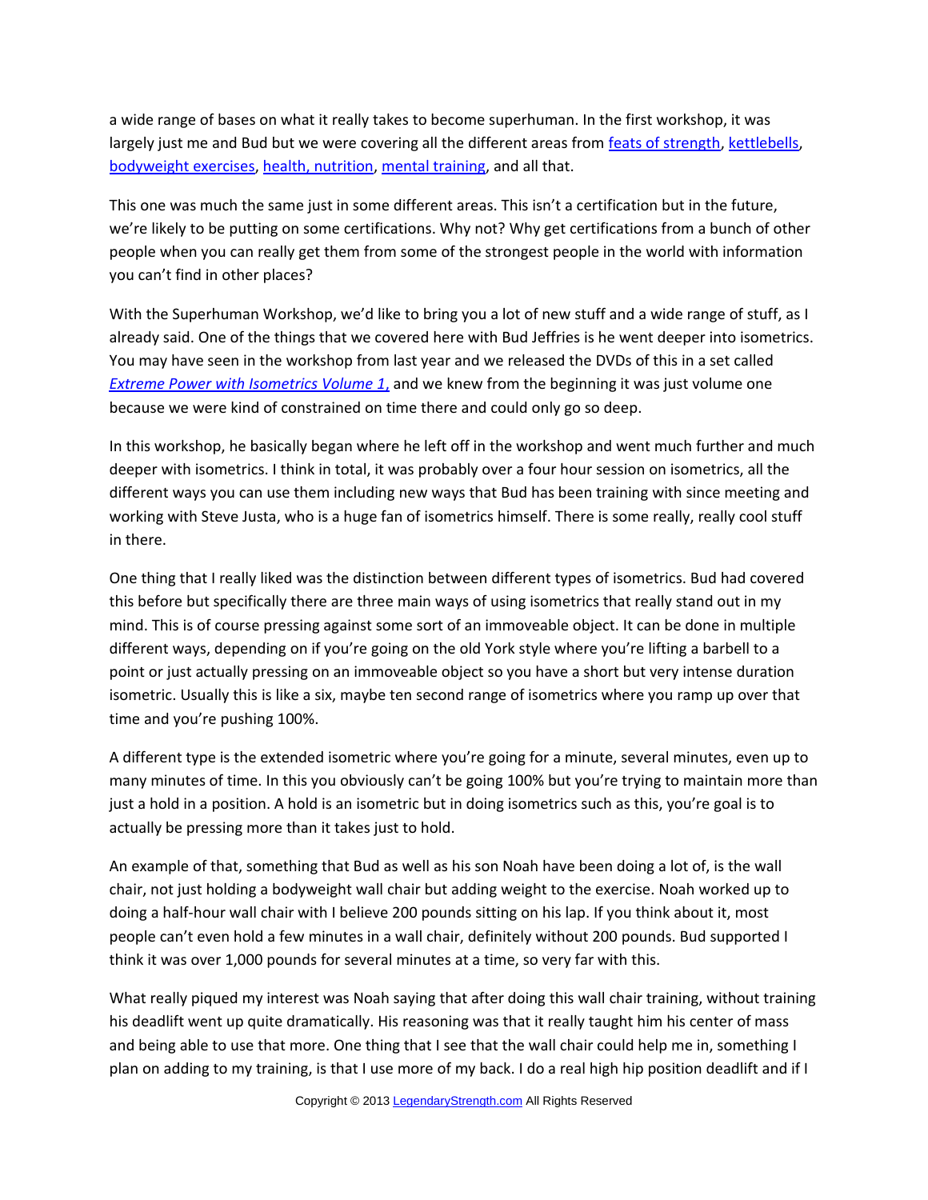a wide range of bases on what it really takes to become superhuman. In the first workshop, it was largely just me and Bud but we were covering all the different areas from feats of strength, kettlebells, bodyweight exercises, health, nutrition, mental training, and all that.

This one was much the same just in some different areas. This isn't a certification but in the future, we're likely to be putting on some certifications. Why not? Why get certifications from a bunch of other people when you can really get them from some of the strongest people in the world with information you can't find in other places?

With the Superhuman Workshop, we'd like to bring you a lot of new stuff and a wide range of stuff, as I already said. One of the things that we covered here with Bud Jeffries is he went deeper into isometrics. You may have seen in the workshop from last year and we released the DVDs of this in a set called *Extreme Power with Isometrics Volume 1,* and we knew from the beginning it was just volume one because we were kind of constrained on time there and could only go so deep.

In this workshop, he basically began where he left off in the workshop and went much further and much deeper with isometrics. I think in total, it was probably over a four hour session on isometrics, all the different ways you can use them including new ways that Bud has been training with since meeting and working with Steve Justa, who is a huge fan of isometrics himself. There is some really, really cool stuff in there.

One thing that I really liked was the distinction between different types of isometrics. Bud had covered this before but specifically there are three main ways of using isometrics that really stand out in my mind. This is of course pressing against some sort of an immoveable object. It can be done in multiple different ways, depending on if you're going on the old York style where you're lifting a barbell to a point or just actually pressing on an immoveable object so you have a short but very intense duration isometric. Usually this is like a six, maybe ten second range of isometrics where you ramp up over that time and you're pushing 100%.

A different type is the extended isometric where you're going for a minute, several minutes, even up to many minutes of time. In this you obviously can't be going 100% but you're trying to maintain more than just a hold in a position. A hold is an isometric but in doing isometrics such as this, you're goal is to actually be pressing more than it takes just to hold.

An example of that, something that Bud as well as his son Noah have been doing a lot of, is the wall chair, not just holding a bodyweight wall chair but adding weight to the exercise. Noah worked up to doing a half-hour wall chair with I believe 200 pounds sitting on his lap. If you think about it, most people can't even hold a few minutes in a wall chair, definitely without 200 pounds. Bud supported I think it was over 1,000 pounds for several minutes at a time, so very far with this.

What really piqued my interest was Noah saying that after doing this wall chair training, without training his deadlift went up quite dramatically. His reasoning was that it really taught him his center of mass and being able to use that more. One thing that I see that the wall chair could help me in, something I plan on adding to my training, is that I use more of my back. I do a real high hip position deadlift and if I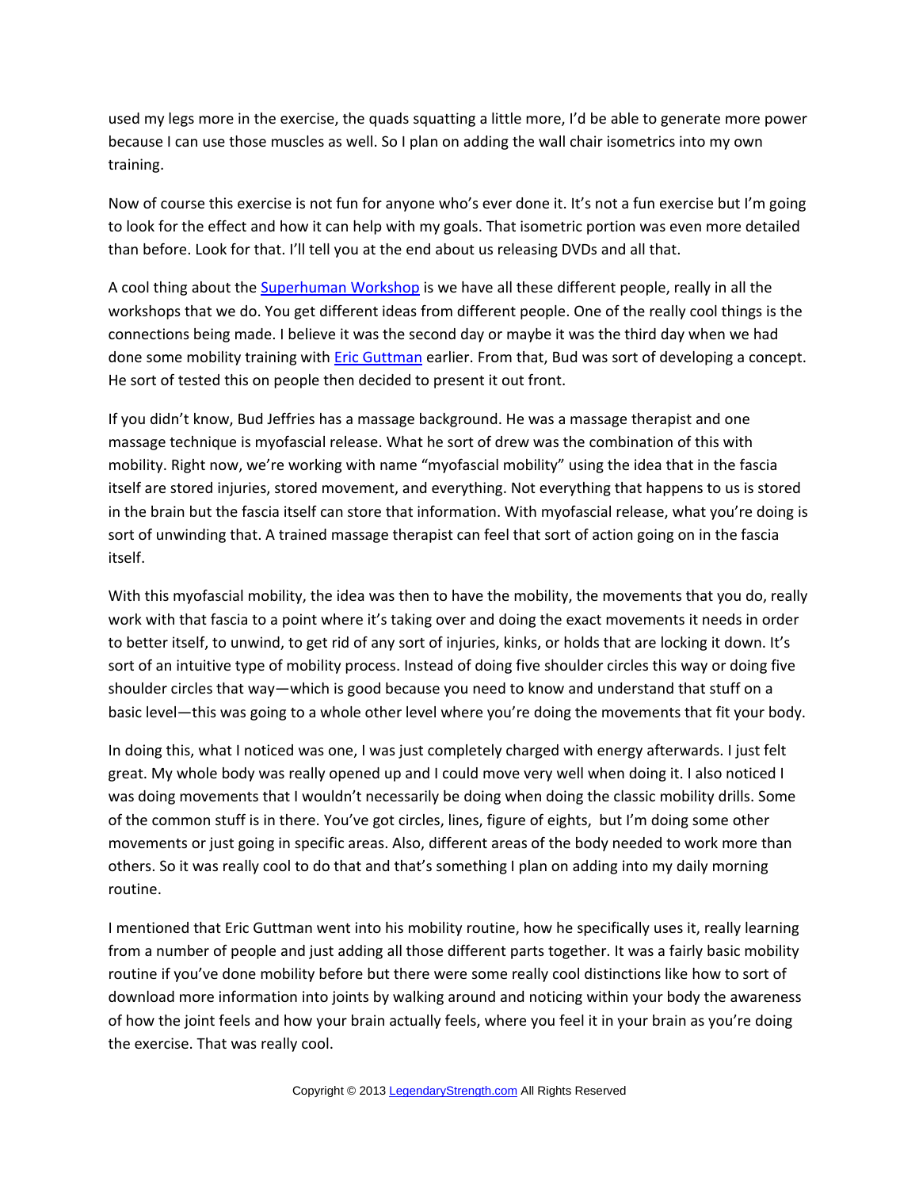used my legs more in the exercise, the quads squatting a little more, I'd be able to generate more power because I can use those muscles as well. So I plan on adding the wall chair isometrics into my own training.

Now of course this exercise is not fun for anyone who's ever done it. It's not a fun exercise but I'm going to look for the effect and how it can help with my goals. That isometric portion was even more detailed than before. Look for that. I'll tell you at the end about us releasing DVDs and all that.

A cool thing about the [Superhuman Workshop]() is we have all these different people, really in all the workshops that we do. You get different ideas from different people. One of the really cool things is the connections being made. I believe it was the second day or maybe it was the third day when we had done some mobility training with [Eric Guttman]() earlier. From that, Bud was sort of developing a concept. He sort of tested this on people then decided to present it out front.

If you didn't know, Bud Jeffries has a massage background. He was a massage therapist and one massage technique is myofascial release. What he sort of drew was the combination of this with mobility. Right now, we're working with name "myofascial mobility" using the idea that in the fascia itself are stored injuries, stored movement, and everything. Not everything that happens to us is stored in the brain but the fascia itself can store that information. With myofascial release, what you're doing is sort of unwinding that. A trained massage therapist can feel that sort of action going on in the fascia itself.

With this myofascial mobility, the idea was then to have the mobility, the movements that you do, really work with that fascia to a point where it's taking over and doing the exact movements it needs in order to better itself, to unwind, to get rid of any sort of injuries, kinks, or holds that are locking it down. It's sort of an intuitive type of mobility process. Instead of doing five shoulder circles this way or doing five shoulder circles that way—which is good because you need to know and understand that stuff on a basic level—this was going to a whole other level where you're doing the movements that fit your body.

In doing this, what I noticed was one, I was just completely charged with energy afterwards. I just felt great. My whole body was really opened up and I could move very well when doing it. I also noticed I was doing movements that I wouldn't necessarily be doing when doing the classic mobility drills. Some of the common stuff is in there. You've got circles, lines, figure of eights, but I'm doing some other movements or just going in specific areas. Also, different areas of the body needed to work more than others. So it was really cool to do that and that's something I plan on adding into my daily morning routine.

I mentioned that Eric Guttman went into his mobility routine, how he specifically uses it, really learning from a number of people and just adding all those different parts together. It was a fairly basic mobility routine if you've done mobility before but there were some really cool distinctions like how to sort of download more information into joints by walking around and noticing within your body the awareness of how the joint feels and how your brain actually feels, where you feel it in your brain as you're doing the exercise. That was really cool.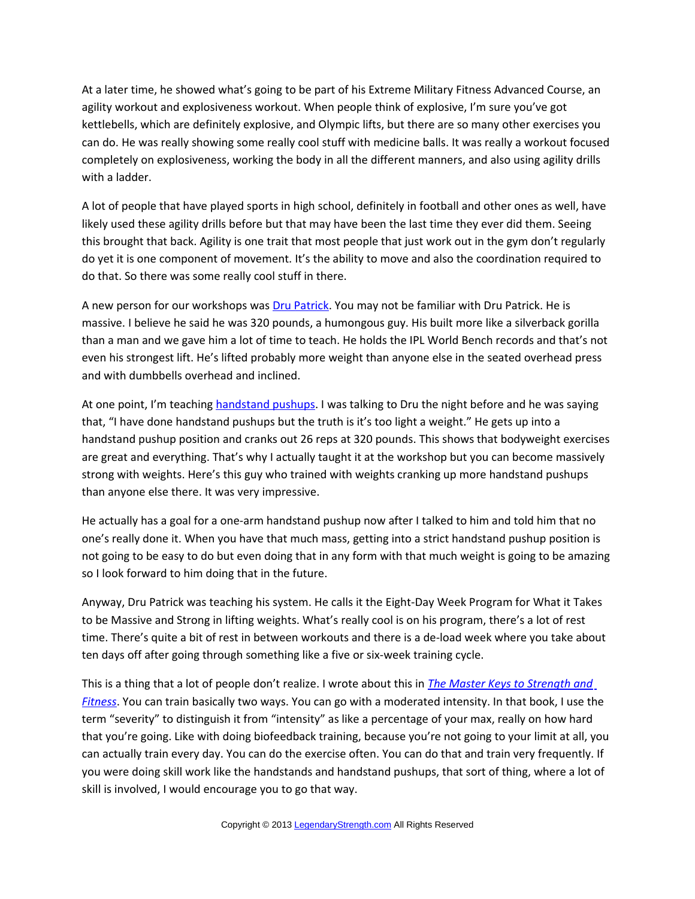At a later time, he showed what's going to be part of his Extreme Military Fitness Advanced Course, an agility workout and explosiveness workout. When people think of explosive, I'm sure you've got kettlebells, which are definitely explosive, and Olympic lifts, but there are so many other exercises you can do. He was really showing some really cool stuff with medicine balls. It was really a workout focused completely on explosiveness, working the body in all the different manners, and also using agility drills with a ladder.

A lot of people that have played sports in high school, definitely in football and other ones as well, have likely used these agility drills before but that may have been the last time they ever did them. Seeing this brought that back. Agility is one trait that most people that just work out in the gym don't regularly do yet it is one component of movement. It's the ability to move and also the coordination required to do that. So there was some really cool stuff in there.

A new person for our workshops was Dru Patrick. You may not be familiar with Dru Patrick. He is massive. I believe he said he was 320 pounds, a humongous guy. His built more like a silverback gorilla than a man and we gave him a lot of time to teach. He holds the IPL World Bench records and that's not even his strongest lift. He's lifted probably more weight than anyone else in the seated overhead press and with dumbbells overhead and inclined.

At one point, I'm teaching handstand pushups. I was talking to Dru the night before and he was saying that, "I have done handstand pushups but the truth is it's too light a weight." He gets up into a handstand pushup position and cranks out 26 reps at 320 pounds. This shows that bodyweight exercises are great and everything. That's why I actually taught it at the workshop but you can become massively strong with weights. Here's this guy who trained with weights cranking up more handstand pushups than anyone else there. It was very impressive.

He actually has a goal for a one-arm handstand pushup now after I talked to him and told him that no one's really done it. When you have that much mass, getting into a strict handstand pushup position is not going to be easy to do but even doing that in any form with that much weight is going to be amazing so I look forward to him doing that in the future.

Anyway, Dru Patrick was teaching his system. He calls it the Eight-Day Week Program for What it Takes to be Massive and Strong in lifting weights. What's really cool is on his program, there's a lot of rest time. There's quite a bit of rest in between workouts and there is a de-load week where you take about ten days off after going through something like a five or six-week training cycle.

This is a thing that a lot of people don't realize. I wrote about this in *The Master Keys to Strength and Fitness*. You can train basically two ways. You can go with a moderated intensity. In that book, I use the term "severity" to distinguish it from "intensity" as like a percentage of your max, really on how hard that you're going. Like with doing biofeedback training, because you're not going to your limit at all, you can actually train every day. You can do the exercise often. You can do that and train very frequently. If you were doing skill work like the handstands and handstand pushups, that sort of thing, where a lot of skill is involved, I would encourage you to go that way.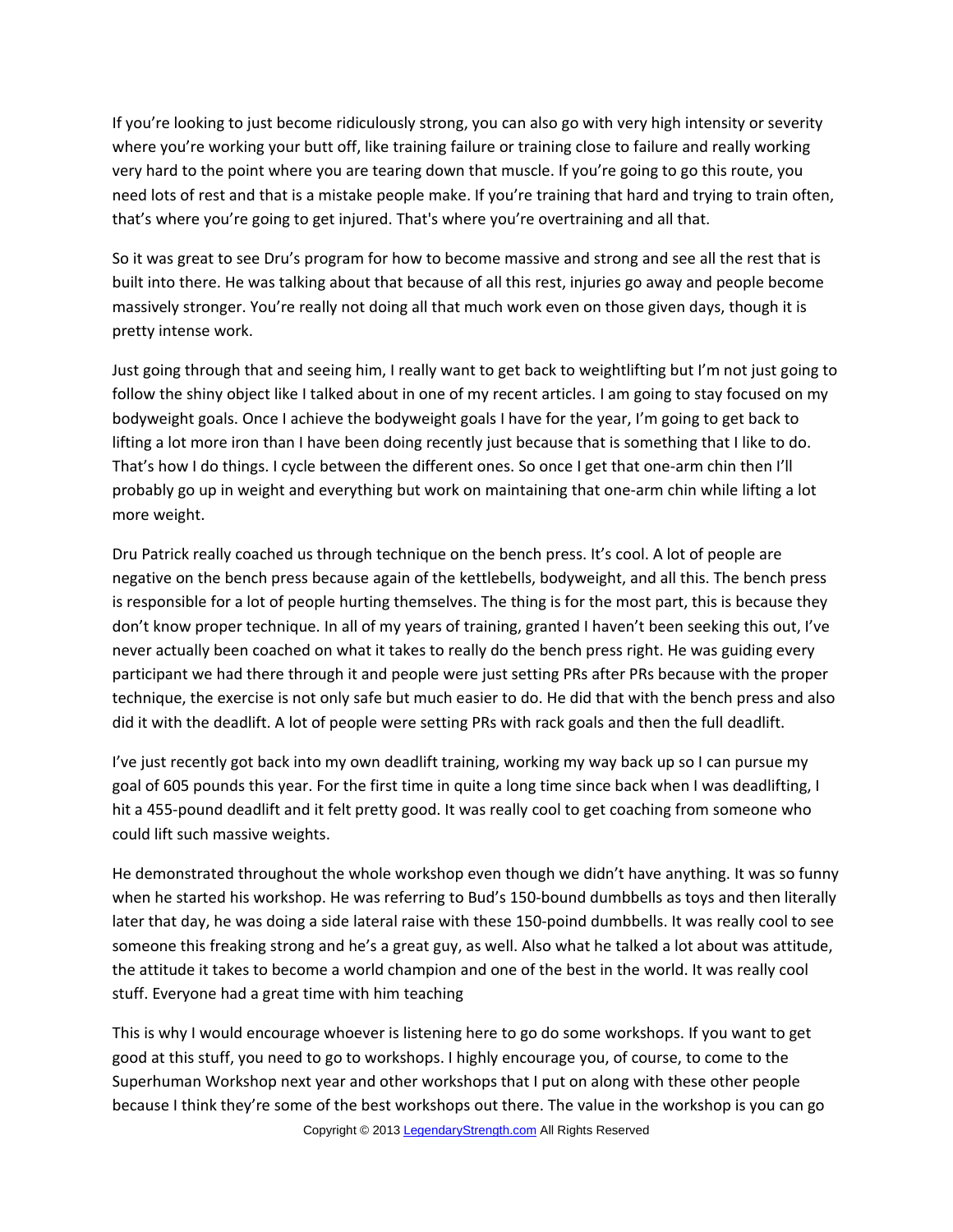If you're looking to just become ridiculously strong, you can also go with very high intensity or severity where you're working your butt off, like training failure or training close to failure and really working very hard to the point where you are tearing down that muscle. If you're going to go this route, you need lots of rest and that is a mistake people make. If you're training that hard and trying to train often, that's where you're going to get injured. That's where you're overtraining and all that.

So it was great to see Dru's program for how to become massive and strong and see all the rest that is built into there. He was talking about that because of all this rest, injuries go away and people become massively stronger. You're really not doing all that much work even on those given days, though it is pretty intense work.

Just going through that and seeing him, I really want to get back to weightlifting but I'm not just going to follow the shiny object like I talked about in one of my recent articles. I am going to stay focused on my bodyweight goals. Once I achieve the bodyweight goals I have for the year, I'm going to get back to lifting a lot more iron than I have been doing recently just because that is something that I like to do. That's how I do things. I cycle between the different ones. So once I get that one-arm chin then I'll probably go up in weight and everything but work on maintaining that one-arm chin while lifting a lot more weight.

Dru Patrick really coached us through technique on the bench press. It's cool. A lot of people are negative on the bench press because again of the kettlebells, bodyweight, and all this. The bench press is responsible for a lot of people hurting themselves. The thing is for the most part, this is because they don't know proper technique. In all of my years of training, granted I haven't been seeking this out, I've never actually been coached on what it takes to really do the bench press right. He was guiding every participant we had there through it and people were just setting PRs after PRs because with the proper technique, the exercise is not only safe but much easier to do. He did that with the bench press and also did it with the deadlift. A lot of people were setting PRs with rack goals and then the full deadlift.

I've just recently got back into my own deadlift training, working my way back up so I can pursue my goal of 605 pounds this year. For the first time in quite a long time since back when I was deadlifting, I hit a 455-pound deadlift and it felt pretty good. It was really cool to get coaching from someone who could lift such massive weights.

He demonstrated throughout the whole workshop even though we didn't have anything. It was so funny when he started his workshop. He was referring to Bud's 150-bound dumbbells as toys and then literally later that day, he was doing a side lateral raise with these 150-poind dumbbells. It was really cool to see someone this freaking strong and he's a great guy, as well. Also what he talked a lot about was attitude, the attitude it takes to become a world champion and one of the best in the world. It was really cool stuff. Everyone had a great time with him teaching

This is why I would encourage whoever is listening here to go do some workshops. If you want to get good at this stuff, you need to go to workshops. I highly encourage you, of course, to come to the Superhuman Workshop next year and other workshops that I put on along with these other people because I think they're some of the best workshops out there. The value in the workshop is you can go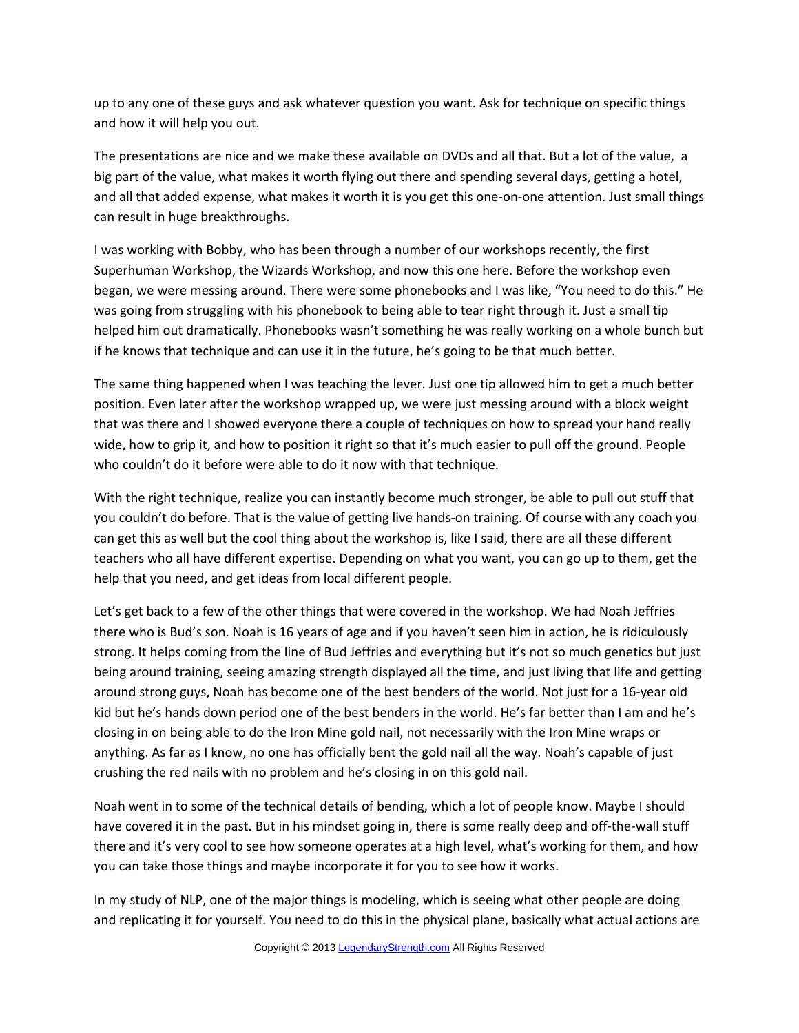up to any one of these guys and ask whatever question you want. Ask for technique on specific things and how it will help you out.

The presentations are nice and we make these available on DVDs and all that. But a lot of the value, a big part of the value, what makes it worth flying out there and spending several days, getting a hotel, and all that added expense, what makes it worth it is you get this one-on-one attention. Just small things can result in huge breakthroughs.

I was working with Bobby, who has been through a number of our workshops recently, the first Superhuman Workshop, the Wizards Workshop, and now this one here. Before the workshop even began, we were messing around. There were some phonebooks and I was like, "You need to do this." He was going from struggling with his phonebook to being able to tear right through it. Just a small tip helped him out dramatically. Phonebooks wasn't something he was really working on a whole bunch but if he knows that technique and can use it in the future, he's going to be that much better.

The same thing happened when I was teaching the lever. Just one tip allowed him to get a much better position. Even later after the workshop wrapped up, we were just messing around with a block weight that was there and I showed everyone there a couple of techniques on how to spread your hand really wide, how to grip it, and how to position it right so that it's much easier to pull off the ground. People who couldn't do it before were able to do it now with that technique.

With the right technique, realize you can instantly become much stronger, be able to pull out stuff that you couldn't do before. That is the value of getting live hands-on training. Of course with any coach you can get this as well but the cool thing about the workshop is, like I said, there are all these different teachers who all have different expertise. Depending on what you want, you can go up to them, get the help that you need, and get ideas from local different people.

Let's get back to a few of the other things that were covered in the workshop. We had Noah Jeffries there who is Bud's son. Noah is 16 years of age and if you haven't seen him in action, he is ridiculously strong. It helps coming from the line of Bud Jeffries and everything but it's not so much genetics but just being around training, seeing amazing strength displayed all the time, and just living that life and getting around strong guys, Noah has become one of the best benders of the world. Not just for a 16-year old kid but he's hands down period one of the best benders in the world. He's far better than I am and he's closing in on being able to do the Iron Mine gold nail, not necessarily with the Iron Mine wraps or anything. As far as I know, no one has officially bent the gold nail all the way. Noah's capable of just crushing the red nails with no problem and he's closing in on this gold nail.

Noah went in to some of the technical details of bending, which a lot of people know. Maybe I should have covered it in the past. But in his mindset going in, there is some really deep and off-the-wall stuff there and it's very cool to see how someone operates at a high level, what's working for them, and how you can take those things and maybe incorporate it for you to see how it works.

In my study of NLP, one of the major things is modeling, which is seeing what other people are doing and replicating it for yourself. You need to do this in the physical plane, basically what actual actions are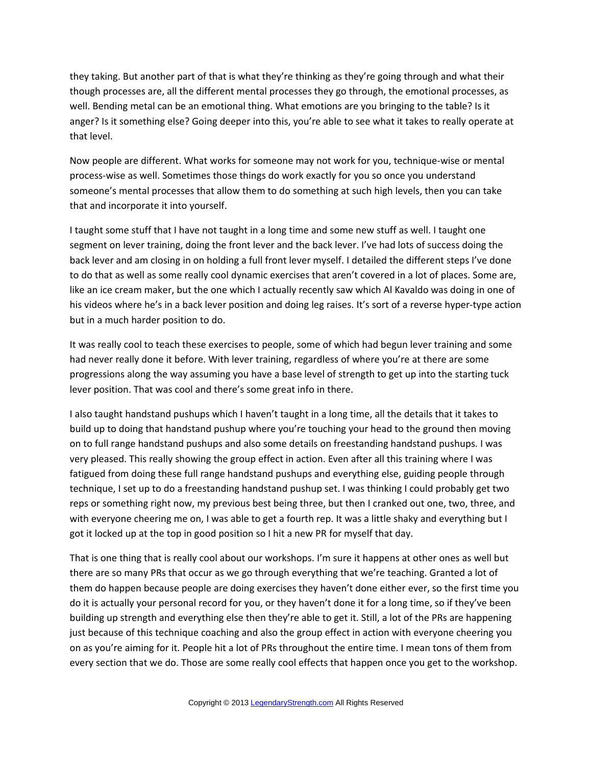they taking. But another part of that is what they're thinking as they're going through and what their though processes are, all the different mental processes they go through, the emotional processes, as well. Bending metal can be an emotional thing. What emotions are you bringing to the table? Is it anger? Is it something else? Going deeper into this, you're able to see what it takes to really operate at that level.

Now people are different. What works for someone may not work for you, technique-wise or mental process-wise as well. Sometimes those things do work exactly for you so once you understand someone's mental processes that allow them to do something at such high levels, then you can take that and incorporate it into yourself.

I taught some stuff that I have not taught in a long time and some new stuff as well. I taught one segment on lever training, doing the front lever and the back lever. I've had lots of success doing the back lever and am closing in on holding a full front lever myself. I detailed the different steps I've done to do that as well as some really cool dynamic exercises that aren't covered in a lot of places. Some are, like an ice cream maker, but the one which I actually recently saw which Al Kavaldo was doing in one of his videos where he's in a back lever position and doing leg raises. It's sort of a reverse hyper-type action but in a much harder position to do.

It was really cool to teach these exercises to people, some of which had begun lever training and some had never really done it before. With lever training, regardless of where you're at there are some progressions along the way assuming you have a base level of strength to get up into the starting tuck lever position. That was cool and there's some great info in there.

I also taught handstand pushups which I haven't taught in a long time, all the details that it takes to build up to doing that handstand pushup where you're touching your head to the ground then moving on to full range handstand pushups and also some details on freestanding handstand pushups. I was very pleased. This really showing the group effect in action. Even after all this training where I was fatigued from doing these full range handstand pushups and everything else, guiding people through technique, I set up to do a freestanding handstand pushup set. I was thinking I could probably get two reps or something right now, my previous best being three, but then I cranked out one, two, three, and with everyone cheering me on, I was able to get a fourth rep. It was a little shaky and everything but I got it locked up at the top in good position so I hit a new PR for myself that day.

That is one thing that is really cool about our workshops. I'm sure it happens at other ones as well but there are so many PRs that occur as we go through everything that we're teaching. Granted a lot of them do happen because people are doing exercises they haven't done either ever, so the first time you do it is actually your personal record for you, or they haven't done it for a long time, so if they've been building up strength and everything else then they're able to get it. Still, a lot of the PRs are happening just because of this technique coaching and also the group effect in action with everyone cheering you on as you're aiming for it. People hit a lot of PRs throughout the entire time. I mean tons of them from every section that we do. Those are some really cool effects that happen once you get to the workshop.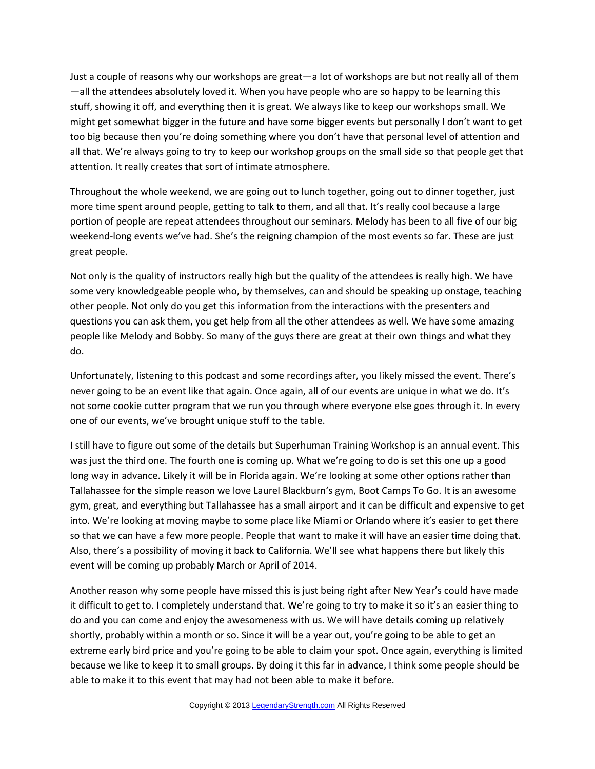Just a couple of reasons why our workshops are great—a lot of workshops are but not really all of them—all the attendees absolutely loved it. When you have people who are so happy to be learning this stuff, showing it off, and everything then it is great. We always like to keep our workshops small. We might get somewhat bigger in the future and have some bigger events but personally I don't want to get too big because then you're doing something where you don't have that personal level of attention and all that. We're always going to try to keep our workshop groups on the small side so that people get that attention. It really creates that sort of intimate atmosphere.

Throughout the whole weekend, we are going out to lunch together, going out to dinner together, just more time spent around people, getting to talk to them, and all that. It's really cool because a large portion of people are repeat attendees throughout our seminars. Melody has been to all five of our big weekend-long events we've had. She's the reigning champion of the most events so far. These are just great people.

Not only is the quality of instructors really high but the quality of the attendees is really high. We have some very knowledgeable people who, by themselves, can and should be speaking up onstage, teaching other people. Not only do you get this information from the interactions with the presenters and questions you can ask them, you get help from all the other attendees as well. We have some amazing people like Melody and Bobby. So many of the guys there are great at their own things and what they do.

Unfortunately, listening to this podcast and some recordings after, you likely missed the event. There's never going to be an event like that again. Once again, all of our events are unique in what we do. It's not some cookie cutter program that we run you through where everyone else goes through it. In every one of our events, we've brought unique stuff to the table.

I still have to figure out some of the details but Superhuman Training Workshop is an annual event. This was just the third one. The fourth one is coming up. What we're going to do is set this one up a good long way in advance. Likely it will be in Florida again. We're looking at some other options rather than Tallahassee for the simple reason we love Laurel Blackburn's gym, Boot Camps To Go. It is an awesome gym, great, and everything but Tallahassee has a small airport and it can be difficult and expensive to get into. We're looking at moving maybe to some place like Miami or Orlando where it's easier to get there so that we can have a few more people. People that want to make it will have an easier time doing that. Also, there's a possibility of moving it back to California. We'll see what happens there but likely this event will be coming up probably March or April of 2014.

Another reason why some people have missed this is just being right after New Year's could have made it difficult to get to. I completely understand that. We're going to try to make it so it's an easier thing to do and you can come and enjoy the awesomeness with us. We will have details coming up relatively shortly, probably within a month or so. Since it will be a year out, you're going to be able to get an extreme early bird price and you're going to be able to claim your spot. Once again, everything is limited because we like to keep it to small groups. By doing it this far in advance, I think some people should be able to make it to this event that may had not been able to make it before.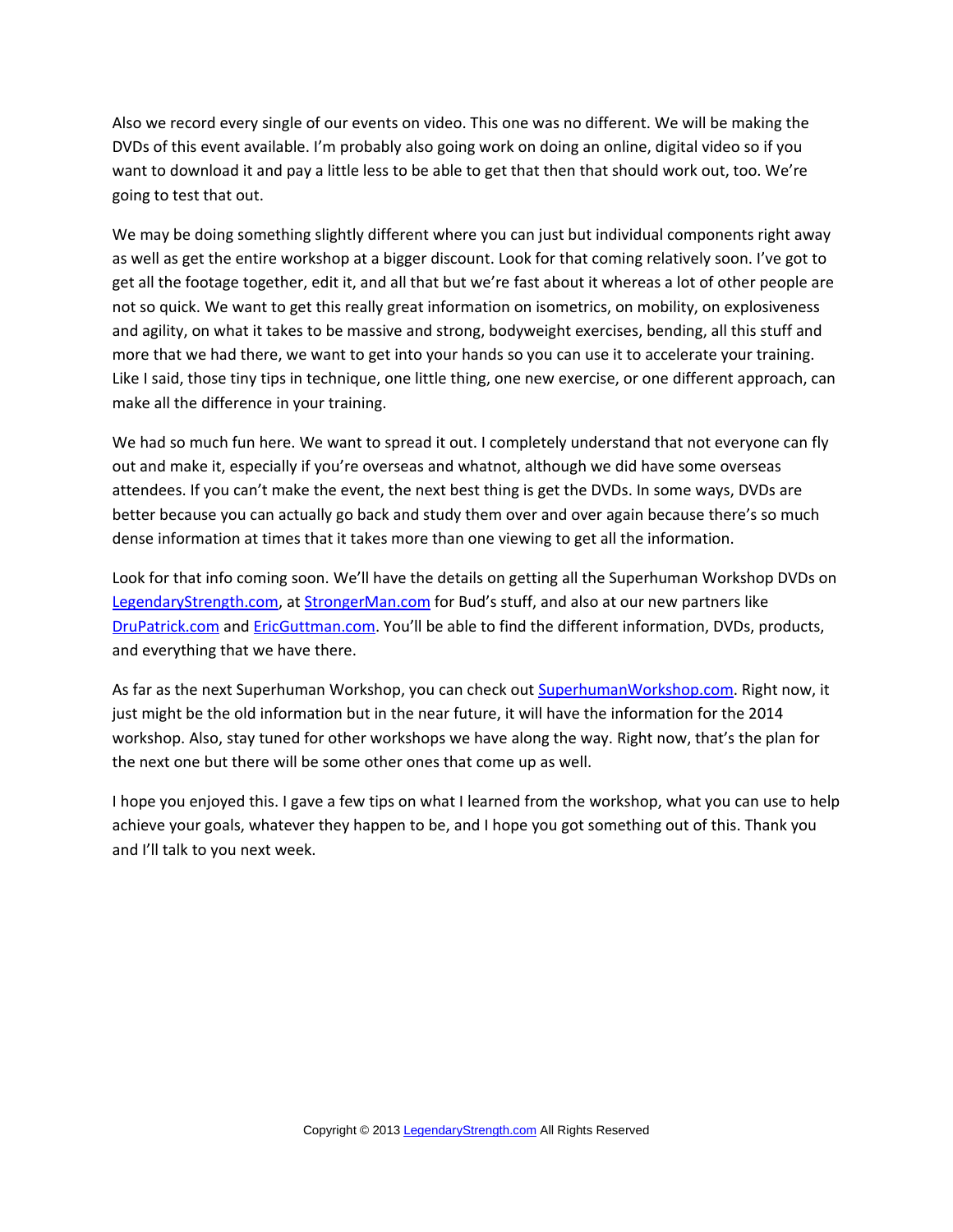Also we record every single of our events on video. This one was no different. We will be making the DVDs of this event available. I'm probably also going work on doing an online, digital video so if you want to download it and pay a little less to be able to get that then that should work out, too. We're going to test that out.

We may be doing something slightly different where you can just but individual components right away as well as get the entire workshop at a bigger discount. Look for that coming relatively soon. I've got to get all the footage together, edit it, and all that but we're fast about it whereas a lot of other people are not so quick. We want to get this really great information on isometrics, on mobility, on explosiveness and agility, on what it takes to be massive and strong, bodyweight exercises, bending, all this stuff and more that we had there, we want to get into your hands so you can use it to accelerate your training. Like I said, those tiny tips in technique, one little thing, one new exercise, or one different approach, can make all the difference in your training.

We had so much fun here. We want to spread it out. I completely understand that not everyone can fly out and make it, especially if you're overseas and whatnot, although we did have some overseas attendees. If you can't make the event, the next best thing is get the DVDs. In some ways, DVDs are better because you can actually go back and study them over and over again because there's so much dense information at times that it takes more than one viewing to get all the information.

Look for that info coming soon. We'll have the details on getting all the Superhuman Workshop DVDs on [LegendaryStrength.com](http://LegendaryStrength.com), at [StrongerMan.com](http://StrongerMan.com) for Bud's stuff, and also at our new partners like [DruPatrick.com](http://DruPatrick.com) and [EricGuttman.com](http://EricGuttman.com). You'll be able to find the different information, DVDs, products, and everything that we have there.

As far as the next Superhuman Workshop, you can check out [SuperhumanWorkshop.com](http://SuperhumanWorkshop.com). Right now, it just might be the old information but in the near future, it will have the information for the 2014 workshop. Also, stay tuned for other workshops we have along the way. Right now, that's the plan for the next one but there will be some other ones that come up as well.

I hope you enjoyed this. I gave a few tips on what I learned from the workshop, what you can use to help achieve your goals, whatever they happen to be, and I hope you got something out of this. Thank you and I'll talk to you next week.